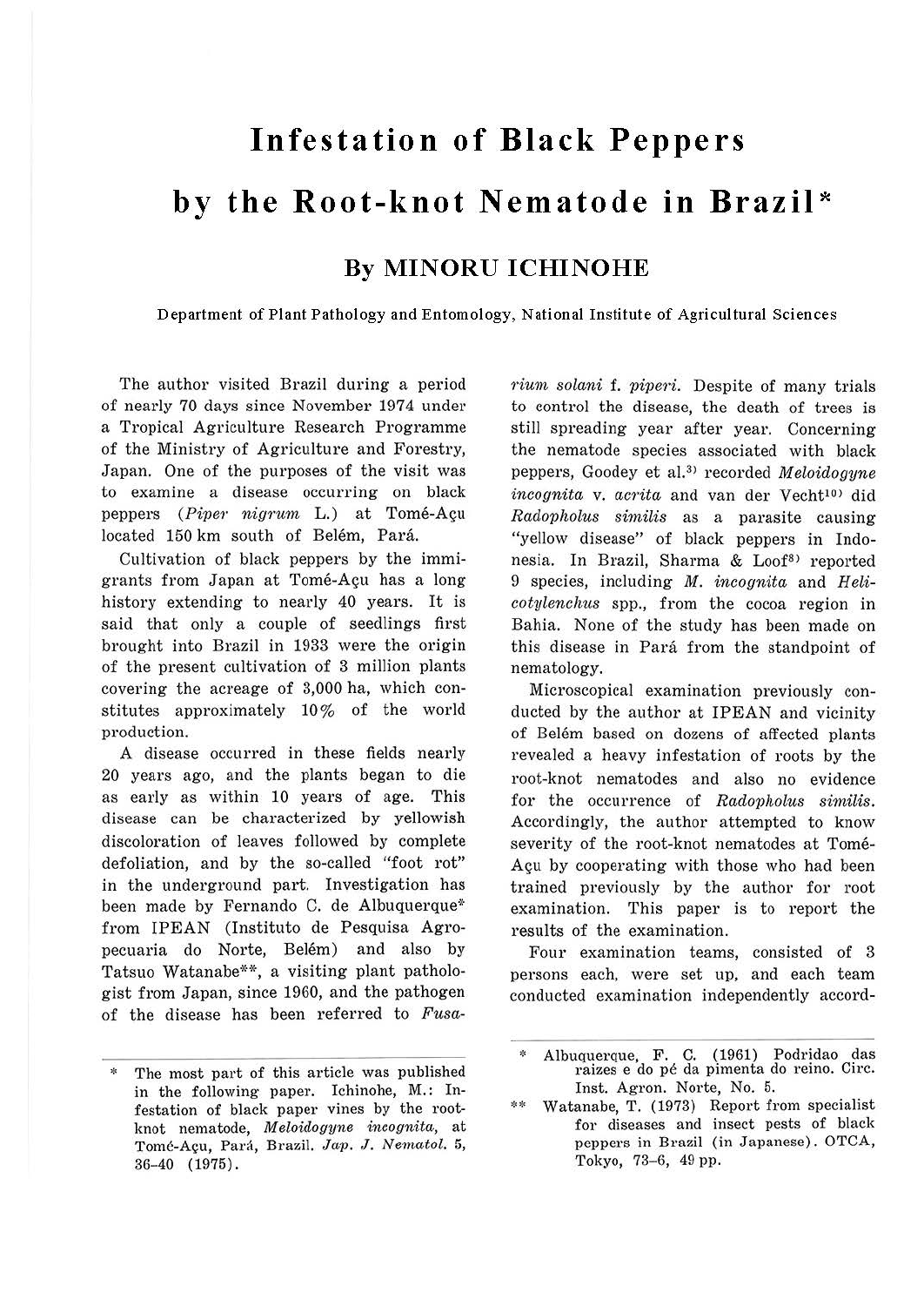# Infestation of Black Peppers by the Root-knot Nematode in Brazil*

## By MINORU ICHINOHE

Department of Plant Pathology and Entomology, National Institute of Agricultural Sciences

The author visited Brazil during a period of nearly 70 days since November 1974 under a Tropical Agriculture Research Programme of the Ministry of Agriculture and Forestry, Japan. One of the purposes of the visit was to examine a disease occurring on black peppers (*Piper nigrum* L.) at Tomé-Açu located 150 km south of Belém, Pará.

Cultivation of black peppers by the immigrants from Japan at Tomé-Açu has a long history extending to nearly 40 years. It is said that only a couple of seedlings first brought into Brazil in 1933 were the origin of the present cultivation of 3 million plants covering the acreage of 3,000 ha, which constitutes approximately 10% of the world production.

A disease occurred in these fields nearly 20 years ago, and the plants began to die as early as within 10 years of age. This disease can be characterized by yellowish discoloration of leaves followed by complete defoliation, and by the so-called "foot rot" in the underground part. Investigation has been made by Fernando C. de Albuquerque* from IPEAN (Instituto de Pesquisa Agropecuaria do Norte, Belém) and also by Tatsuo Watanabe**, a visiting plant pathologist from Japan, since 1960, and the pathogen of the disease has been referred to *Fusarium solani* f. *piperi*. Despite of many trials to control the disease, the death of trees is still spreading year after year. Concerning the nematode species associated with black peppers, Goodey et al.[3] recorded *Meloidogyne incognita* v. *acrita* and van der Vecht[10] did *Radopholus similis* as a parasite causing "yellow disease" of black peppers in Indonesia. In Brazil, Sharma & Loof[8] reported 9 species, including *M. incognita* and *Helicotylenchus* spp., from the cocoa region in Bahia. None of the study has been made on this disease in Pará from the standpoint of nematology.

Microscopical examination previously conducted by the author at IPEAN and vicinity of Belém based on dozens of affected plants revealed a heavy infestation of roots by the root-knot nematodes and also no evidence for the occurrence of *Radopholus similis*. Accordingly, the author attempted to know severity of the root-knot nematodes at Tomé-Açu by cooperating with those who had been trained previously by the author for root examination. This paper is to report the results of the examination.

Four examination teams, consisted of 3 persons each, were set up, and each team conducted examination independently accord-

---

\* The most part of this article was published in the following paper. Ichinohe, M.: Infestation of black paper vines by the root-knot nematode, *Meloidogyne incognita*, at Tomé-Açu, Pará, Brazil. *Jap. J. Nematol.* 5, 36–40 (1975).

\* Albuquerque, F. C. (1961) Podridao das raizes e do pé da pimenta do reino. Circ. Inst. Agron. Norte, No. 5.

\** Watanabe, T. (1973) Report from specialist for diseases and insect pests of black peppers in Brazil (in Japanese). OTCA, Tokyo, 73–6, 49 pp.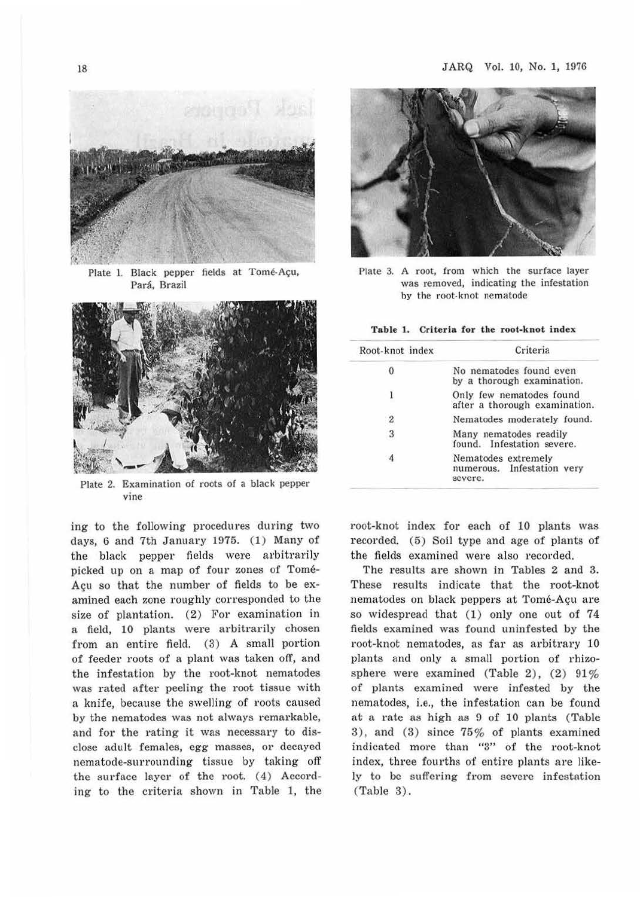Plate 1. Black pepper fields at Tomé-Açu, Pará, Brazil

Plate 2. Examination of roots of a black pepper vine

Plate 3. A root, from which the surface layer was removed, indicating the infestation by the root-knot nematode

**Table 1. Criteria for the root-knot index**

| Root-knot index | Criteria |
|---|---|
| 0 | No nematodes found even by a thorough examination. |
| 1 | Only few nematodes found after a thorough examination. |
| 2 | Nematodes moderately found. |
| 3 | Many nematodes readily found. Infestation severe. |
| 4 | Nematodes extremely numerous. Infestation very severe. |

ing to the following procedures during two days, 6 and 7th January 1975. (1) Many of the black pepper fields were arbitrarily picked up on a map of four zones of Tomé-Açu so that the number of fields to be examined each zone roughly corresponded to the size of plantation. (2) For examination in a field, 10 plants were arbitrarily chosen from an entire field. (3) A small portion of feeder roots of a plant was taken off, and the infestation by the root-knot nematodes was rated after peeling the root tissue with a knife, because the swelling of roots caused by the nematodes was not always remarkable, and for the rating it was necessary to disclose adult females, egg masses, or decayed nematode-surrounding tissue by taking off the surface layer of the root. (4) According to the criteria shown in Table 1, the root-knot index for each of 10 plants was recorded. (5) Soil type and age of plants of the fields examined were also recorded.

The results are shown in Tables 2 and 3. These results indicate that the root-knot nematodes on black peppers at Tomé-Açu are so widespread that (1) only one out of 74 fields examined was found uninfested by the root-knot nematodes, as far as arbitrary 10 plants and only a small portion of rhizosphere were examined (Table 2), (2) 91% of plants examined were infested by the nematodes, i.e., the infestation can be found at a rate as high as 9 of 10 plants (Table 3), and (3) since 75% of plants examined indicated more than "3" of the root-knot index, three fourths of entire plants are likely to be suffering from severe infestation (Table 3).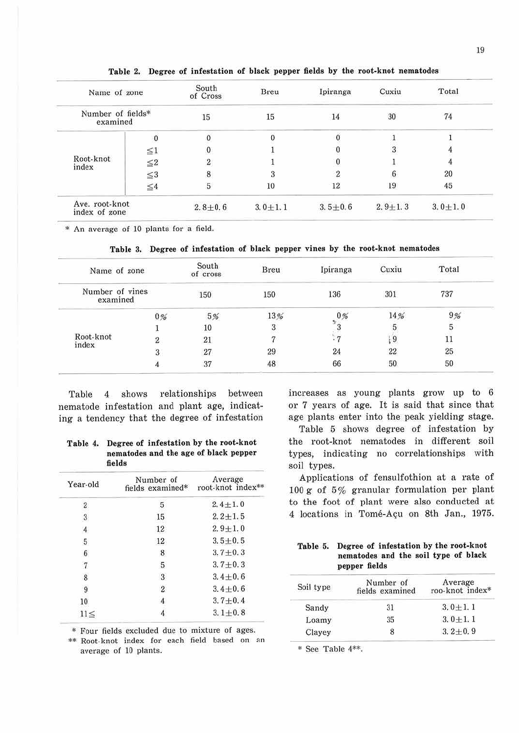**Table 2. Degree of infestation of black pepper fields by the root-knot nematodes**

| Name of zone | | South of Cross | Breu | Ipiranga | Cuxiu | Total |
|---|---|---|---|---|---|---|
| Number of fields* examined | | 15 | 15 | 14 | 30 | 74 |
| Root-knot index | 0 | 0 | 0 | 0 | 1 | 1 |
| | ≦1 | 0 | 1 | 0 | 3 | 4 |
| | ≦2 | 2 | 1 | 0 | 1 | 4 |
| | ≦3 | 8 | 3 | 2 | 6 | 20 |
| | ≦4 | 5 | 10 | 12 | 19 | 45 |
| Ave. root-knot index of zone | | 2.8±0.6 | 3.0±1.1 | 3.5±0.6 | 2.9±1.3 | 3.0±1.0 |

\* An average of 10 plants for a field.

**Table 3. Degree of infestation of black pepper vines by the root-knot nematodes**

| Name of zone | | South of cross | Breu | Ipiranga | Cuxiu | Total |
|---|---|---|---|---|---|---|
| Number of vines examined | | 150 | 150 | 136 | 301 | 737 |
| Root-knot index | 0% | 5% | 13% | 0% | 14% | 9% |
| | 1 | 10 | 3 | 3 | 5 | 5 |
| | 2 | 21 | 7 | 7 | 9 | 11 |
| | 3 | 27 | 29 | 24 | 22 | 25 |
| | 4 | 37 | 48 | 66 | 50 | 50 |

Table 4 shows relationships between nematode infestation and plant age, indicating a tendency that the degree of infestation increases as young plants grow up to 6 or 7 years of age. It is said that since that age plants enter into the peak yielding stage.

**Table 4. Degree of infestation by the root-knot nematodes and the age of black pepper fields**

| Year-old | Number of fields examined* | Average root-knot index** |
|---|---|---|
| 2 | 5 | 2.4±1.0 |
| 3 | 15 | 2.2±1.5 |
| 4 | 12 | 2.9±1.0 |
| 5 | 12 | 3.5±0.5 |
| 6 | 8 | 3.7±0.3 |
| 7 | 5 | 3.7±0.3 |
| 8 | 3 | 3.4±0.6 |
| 9 | 2 | 3.4±0.6 |
| 10 | 4 | 3.7±0.4 |
| 11≦ | 4 | 3.1±0.8 |

\* Four fields excluded due to mixture of ages.

\*\* Root-knot index for each field based on an average of 10 plants.

Table 5 shows degree of infestation by the root-knot nematodes in different soil types, indicating no correlationships with soil types.

Applications of fensulfothion at a rate of 100 g of 5% granular formulation per plant to the foot of plant were also conducted at 4 locations in Tomé-Açu on 8th Jan., 1975.

**Table 5. Degree of infestation by the root-knot nematodes and the soil type of black pepper fields**

| Soil type | Number of fields examined | Average roo-knot index* |
|---|---|---|
| Sandy | 31 | 3.0±1.1 |
| Loamy | 35 | 3.0±1.1 |
| Clayey | 8 | 3.2±0.9 |

\* See Table 4**.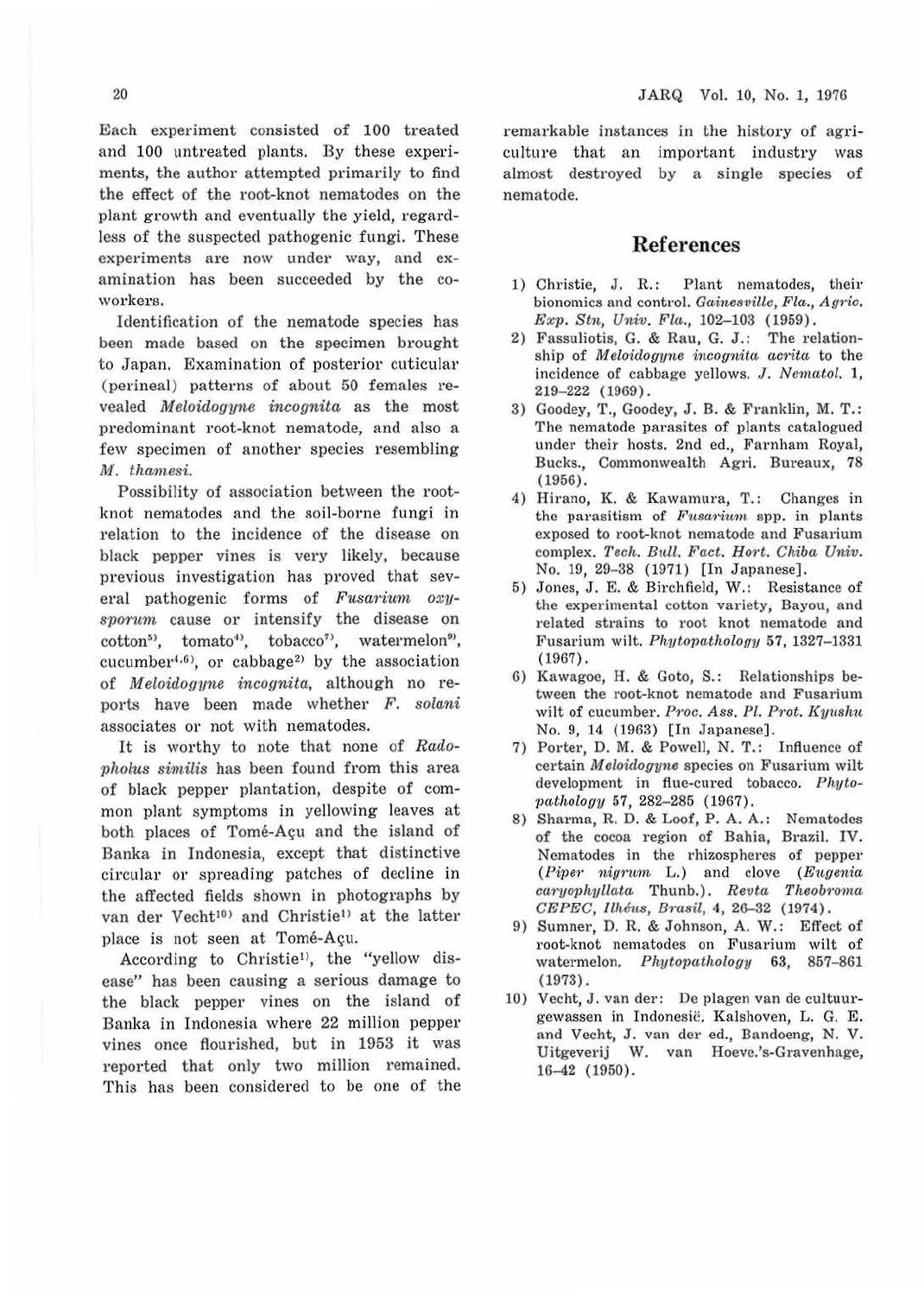Each experiment consisted of 100 treated and 100 untreated plants. By these experiments, the author attempted primarily to find the effect of the root-knot nematodes on the plant growth and eventually the yield, regardless of the suspected pathogenic fungi. These experiments are now under way, and examination has been succeeded by the co-workers.

Identification of the nematode species has been made based on the specimen brought to Japan. Examination of posterior cuticular (perineal) patterns of about 50 females revealed *Meloidogyne incognita* as the most predominant root-knot nematode, and also a few specimen of another species resembling *M. thamesi*.

Possibility of association between the root-knot nematodes and the soil-borne fungi in relation to the incidence of the disease on black pepper vines is very likely, because previous investigation has proved that several pathogenic forms of *Fusarium oxysporum* cause or intensify the disease on cotton[5], tomato[4], tobacco[7], watermelon[9], cucumber[4,6], or cabbage[2] by the association of *Meloidogyne incognita*, although no reports have been made whether *F. solani* associates or not with nematodes.

It is worthy to note that none of *Radopholus similis* has been found from this area of black pepper plantation, despite of common plant symptoms in yellowing leaves at both places of Tomé-Açu and the island of Banka in Indonesia, except that distinctive circular or spreading patches of decline in the affected fields shown in photographs by van der Vecht[10] and Christie[1] at the latter place is not seen at Tomé-Açu.

According to Christie[1], the "yellow disease" has been causing a serious damage to the black pepper vines on the island of Banka in Indonesia where 22 million pepper vines once flourished, but in 1953 it was reported that only two million remained. This has been considered to be one of the remarkable instances in the history of agriculture that an important industry was almost destroyed by a single species of nematode.

## References

1) Christie, J. R.: Plant nematodes, their bionomics and control. *Gainesville, Fla., Agric. Exp. Stn, Univ. Fla.*, 102–103 (1959).
2) Fassuliotis, G. & Rau, G. J.: The relationship of *Meloidogyne incognita acrita* to the incidence of cabbage yellows. *J. Nematol.* 1, 219–222 (1969).
3) Goodey, T., Goodey, J. B. & Franklin, M. T.: The nematode parasites of plants catalogued under their hosts. 2nd ed., Farnham Royal, Bucks., Commonwealth Agri. Bureaux, 78 (1956).
4) Hirano, K. & Kawamura, T.: Changes in the parasitism of *Fusarium* spp. in plants exposed to root-knot nematode and Fusarium complex. *Tech. Bull. Fact. Hort. Chiba Univ.* No. 19, 29–38 (1971) [In Japanese].
5) Jones, J. E. & Birchfield, W.: Resistance of the experimental cotton variety, Bayou, and related strains to root knot nematode and Fusarium wilt. *Phytopathology* 57, 1327–1331 (1967).
6) Kawagoe, H. & Goto, S.: Relationships between the root-knot nematode and Fusarium wilt of cucumber. *Proc. Ass. Pl. Prot. Kyushu* No. 9, 14 (1963) [In Japanese].
7) Porter, D. M. & Powell, N. T.: Influence of certain *Meloidogyne* species on Fusarium wilt development in flue-cured tobacco. *Phytopathology* 57, 282–285 (1967).
8) Sharma, R. D. & Loof, P. A. A.: Nematodes of the cocoa region of Bahia, Brazil. IV. Nematodes in the rhizospheres of pepper (*Piper nigrum* L.) and clove (*Eugenia caryophyllata* Thunb.). *Revta Theobroma CEPEC, Ilhéus, Brasil*, 4, 26–32 (1974).
9) Sumner, D. R. & Johnson, A. W.: Effect of root-knot nematodes on Fusarium wilt of watermelon. *Phytopathology* 63, 857–861 (1973).
10) Vecht, J. van der: De plagen van de cultuurgewassen in Indonesië. Kalshoven, L. G. E. and Vecht, J. van der ed., Bandoeng, N. V. Uitgeverij W. van Hoeve.'s-Gravenhage, 16–42 (1950).